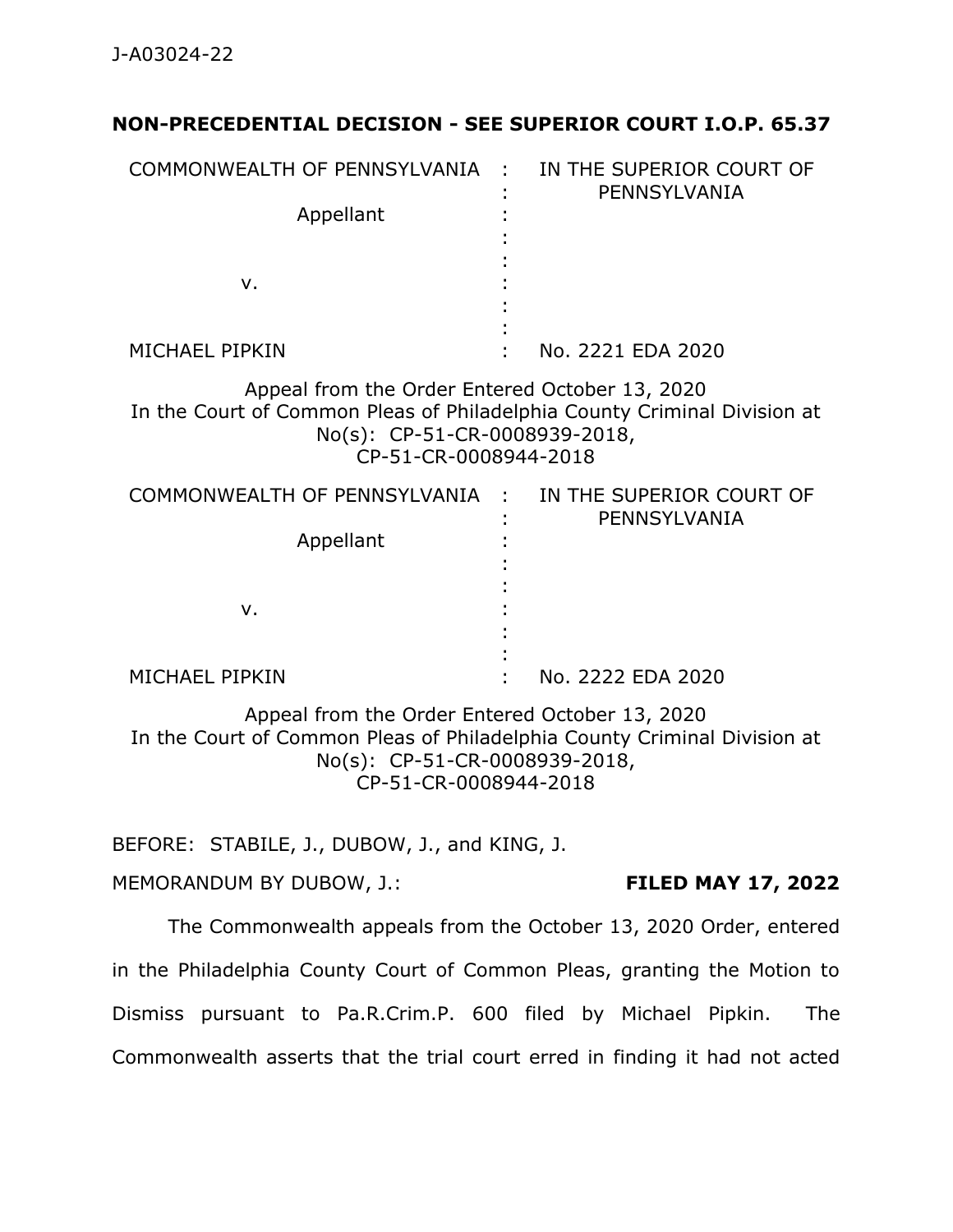J-A03024-22

**NON-PRECEDENTIAL DECISION - SEE SUPERIOR COURT I.O.P. 65.37**

| | | |
|---|---|---|
| COMMONWEALTH OF PENNSYLVANIA | : | IN THE SUPERIOR COURT OF PENNSYLVANIA |
| Appellant | : | |
| | : | |
| v. | : | |
| | : | |
| MICHAEL PIPKIN | : | No. 2221 EDA 2020 |

Appeal from the Order Entered October 13, 2020
In the Court of Common Pleas of Philadelphia County Criminal Division at No(s): CP-51-CR-0008939-2018, CP-51-CR-0008944-2018

| | | |
|---|---|---|
| COMMONWEALTH OF PENNSYLVANIA | : | IN THE SUPERIOR COURT OF PENNSYLVANIA |
| Appellant | : | |
| | : | |
| v. | : | |
| | : | |
| MICHAEL PIPKIN | : | No. 2222 EDA 2020 |

Appeal from the Order Entered October 13, 2020
In the Court of Common Pleas of Philadelphia County Criminal Division at No(s): CP-51-CR-0008939-2018, CP-51-CR-0008944-2018

BEFORE: STABILE, J., DUBOW, J., and KING, J.

MEMORANDUM BY DUBOW, J.: **FILED MAY 17, 2022**

The Commonwealth appeals from the October 13, 2020 Order, entered in the Philadelphia County Court of Common Pleas, granting the Motion to Dismiss pursuant to Pa.R.Crim.P. 600 filed by Michael Pipkin. The Commonwealth asserts that the trial court erred in finding it had not acted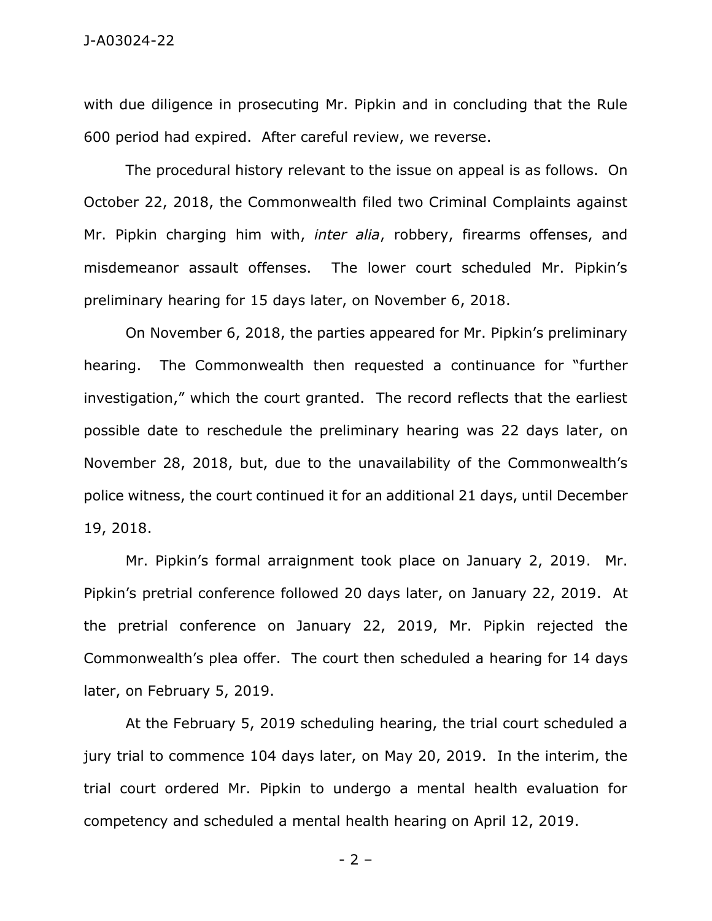with due diligence in prosecuting Mr. Pipkin and in concluding that the Rule 600 period had expired. After careful review, we reverse.

The procedural history relevant to the issue on appeal is as follows. On October 22, 2018, the Commonwealth filed two Criminal Complaints against Mr. Pipkin charging him with, *inter alia*, robbery, firearms offenses, and misdemeanor assault offenses. The lower court scheduled Mr. Pipkin's preliminary hearing for 15 days later, on November 6, 2018.

On November 6, 2018, the parties appeared for Mr. Pipkin's preliminary hearing. The Commonwealth then requested a continuance for "further investigation," which the court granted. The record reflects that the earliest possible date to reschedule the preliminary hearing was 22 days later, on November 28, 2018, but, due to the unavailability of the Commonwealth's police witness, the court continued it for an additional 21 days, until December 19, 2018.

Mr. Pipkin's formal arraignment took place on January 2, 2019. Mr. Pipkin's pretrial conference followed 20 days later, on January 22, 2019. At the pretrial conference on January 22, 2019, Mr. Pipkin rejected the Commonwealth's plea offer. The court then scheduled a hearing for 14 days later, on February 5, 2019.

At the February 5, 2019 scheduling hearing, the trial court scheduled a jury trial to commence 104 days later, on May 20, 2019. In the interim, the trial court ordered Mr. Pipkin to undergo a mental health evaluation for competency and scheduled a mental health hearing on April 12, 2019.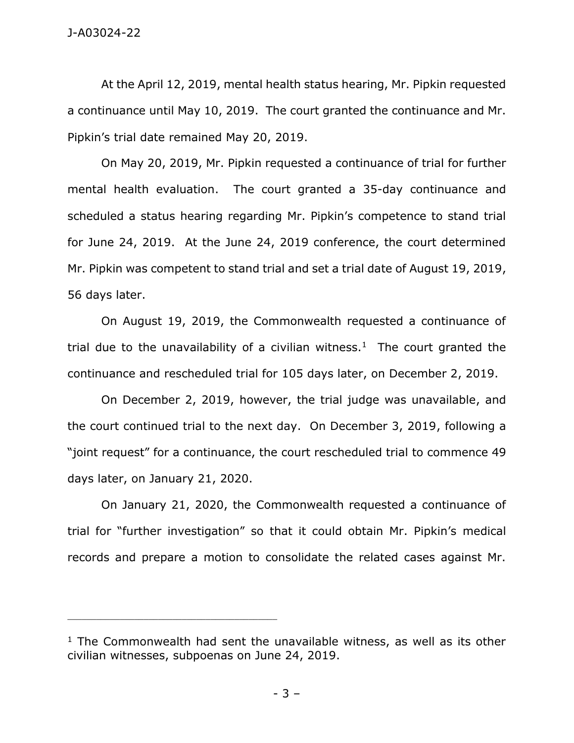At the April 12, 2019, mental health status hearing, Mr. Pipkin requested a continuance until May 10, 2019. The court granted the continuance and Mr. Pipkin's trial date remained May 20, 2019.

On May 20, 2019, Mr. Pipkin requested a continuance of trial for further mental health evaluation. The court granted a 35-day continuance and scheduled a status hearing regarding Mr. Pipkin's competence to stand trial for June 24, 2019. At the June 24, 2019 conference, the court determined Mr. Pipkin was competent to stand trial and set a trial date of August 19, 2019, 56 days later.

On August 19, 2019, the Commonwealth requested a continuance of trial due to the unavailability of a civilian witness.[1] The court granted the continuance and rescheduled trial for 105 days later, on December 2, 2019.

On December 2, 2019, however, the trial judge was unavailable, and the court continued trial to the next day. On December 3, 2019, following a "joint request" for a continuance, the court rescheduled trial to commence 49 days later, on January 21, 2020.

On January 21, 2020, the Commonwealth requested a continuance of trial for "further investigation" so that it could obtain Mr. Pipkin's medical records and prepare a motion to consolidate the related cases against Mr.

---

[1] The Commonwealth had sent the unavailable witness, as well as its other civilian witnesses, subpoenas on June 24, 2019.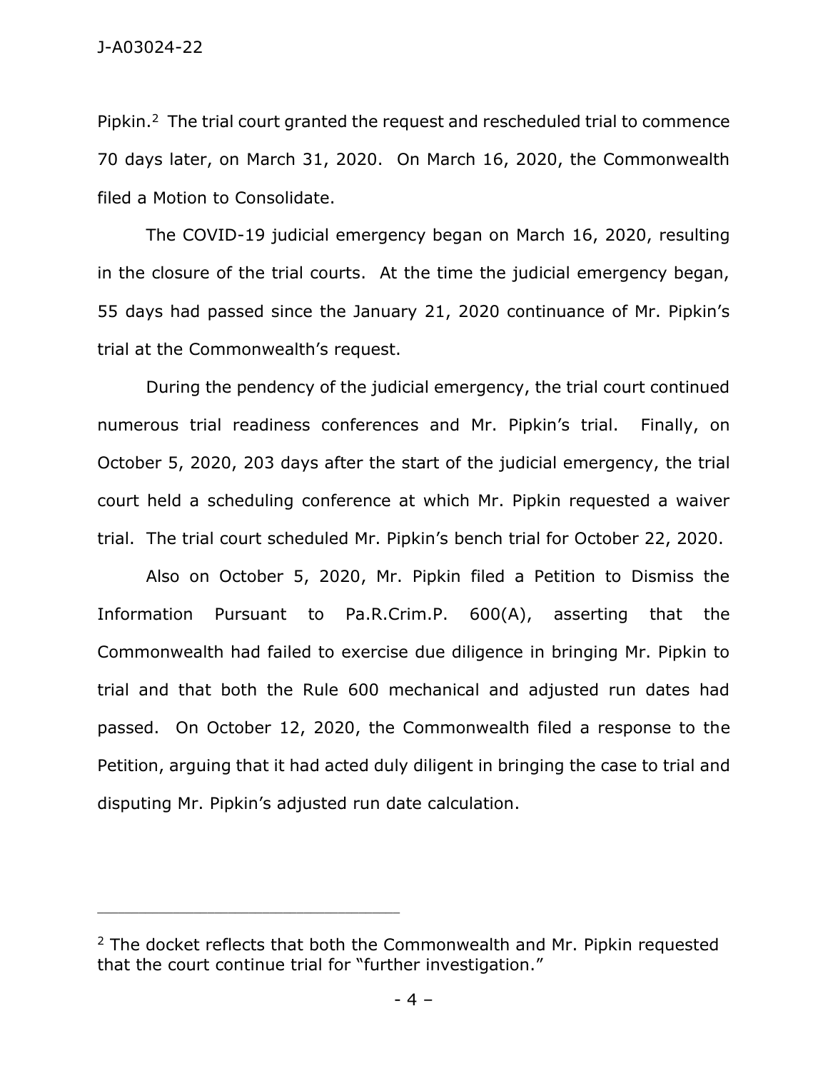Pipkin.[2] The trial court granted the request and rescheduled trial to commence 70 days later, on March 31, 2020. On March 16, 2020, the Commonwealth filed a Motion to Consolidate.

The COVID-19 judicial emergency began on March 16, 2020, resulting in the closure of the trial courts. At the time the judicial emergency began, 55 days had passed since the January 21, 2020 continuance of Mr. Pipkin's trial at the Commonwealth's request.

During the pendency of the judicial emergency, the trial court continued numerous trial readiness conferences and Mr. Pipkin's trial. Finally, on October 5, 2020, 203 days after the start of the judicial emergency, the trial court held a scheduling conference at which Mr. Pipkin requested a waiver trial. The trial court scheduled Mr. Pipkin's bench trial for October 22, 2020.

Also on October 5, 2020, Mr. Pipkin filed a Petition to Dismiss the Information Pursuant to Pa.R.Crim.P. 600(A), asserting that the Commonwealth had failed to exercise due diligence in bringing Mr. Pipkin to trial and that both the Rule 600 mechanical and adjusted run dates had passed. On October 12, 2020, the Commonwealth filed a response to the Petition, arguing that it had acted duly diligent in bringing the case to trial and disputing Mr. Pipkin's adjusted run date calculation.

---

[2] The docket reflects that both the Commonwealth and Mr. Pipkin requested that the court continue trial for "further investigation."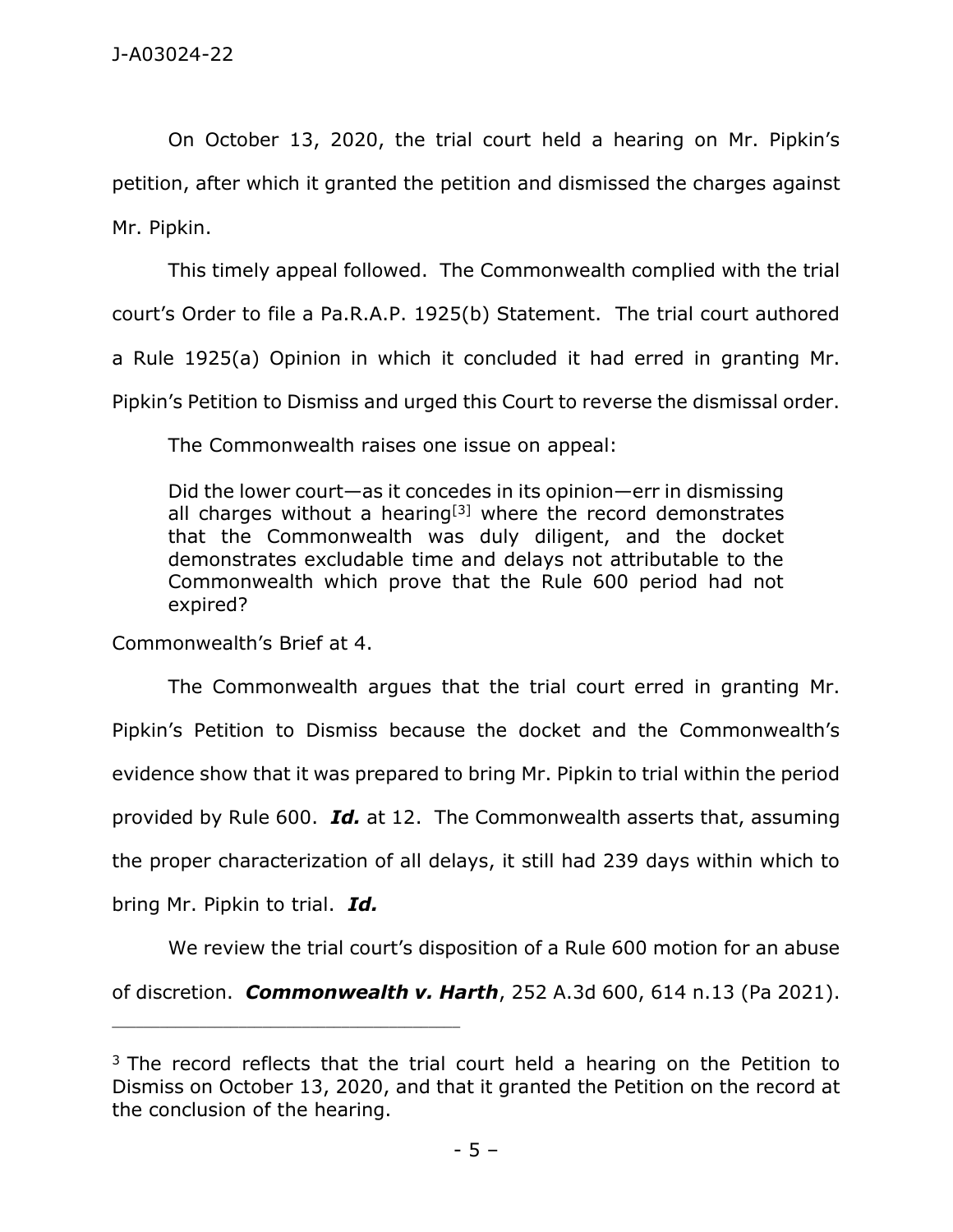On October 13, 2020, the trial court held a hearing on Mr. Pipkin's petition, after which it granted the petition and dismissed the charges against Mr. Pipkin.

This timely appeal followed. The Commonwealth complied with the trial court's Order to file a Pa.R.A.P. 1925(b) Statement. The trial court authored a Rule 1925(a) Opinion in which it concluded it had erred in granting Mr. Pipkin's Petition to Dismiss and urged this Court to reverse the dismissal order.

The Commonwealth raises one issue on appeal:

> Did the lower court—as it concedes in its opinion—err in dismissing all charges without a hearing[3] where the record demonstrates that the Commonwealth was duly diligent, and the docket demonstrates excludable time and delays not attributable to the Commonwealth which prove that the Rule 600 period had not expired?

Commonwealth's Brief at 4.

The Commonwealth argues that the trial court erred in granting Mr. Pipkin's Petition to Dismiss because the docket and the Commonwealth's evidence show that it was prepared to bring Mr. Pipkin to trial within the period provided by Rule 600. ***Id.*** at 12. The Commonwealth asserts that, assuming the proper characterization of all delays, it still had 239 days within which to bring Mr. Pipkin to trial. ***Id.***

We review the trial court's disposition of a Rule 600 motion for an abuse of discretion. ***Commonwealth v. Harth***, 252 A.3d 600, 614 n.13 (Pa 2021).

---

[3] The record reflects that the trial court held a hearing on the Petition to Dismiss on October 13, 2020, and that it granted the Petition on the record at the conclusion of the hearing.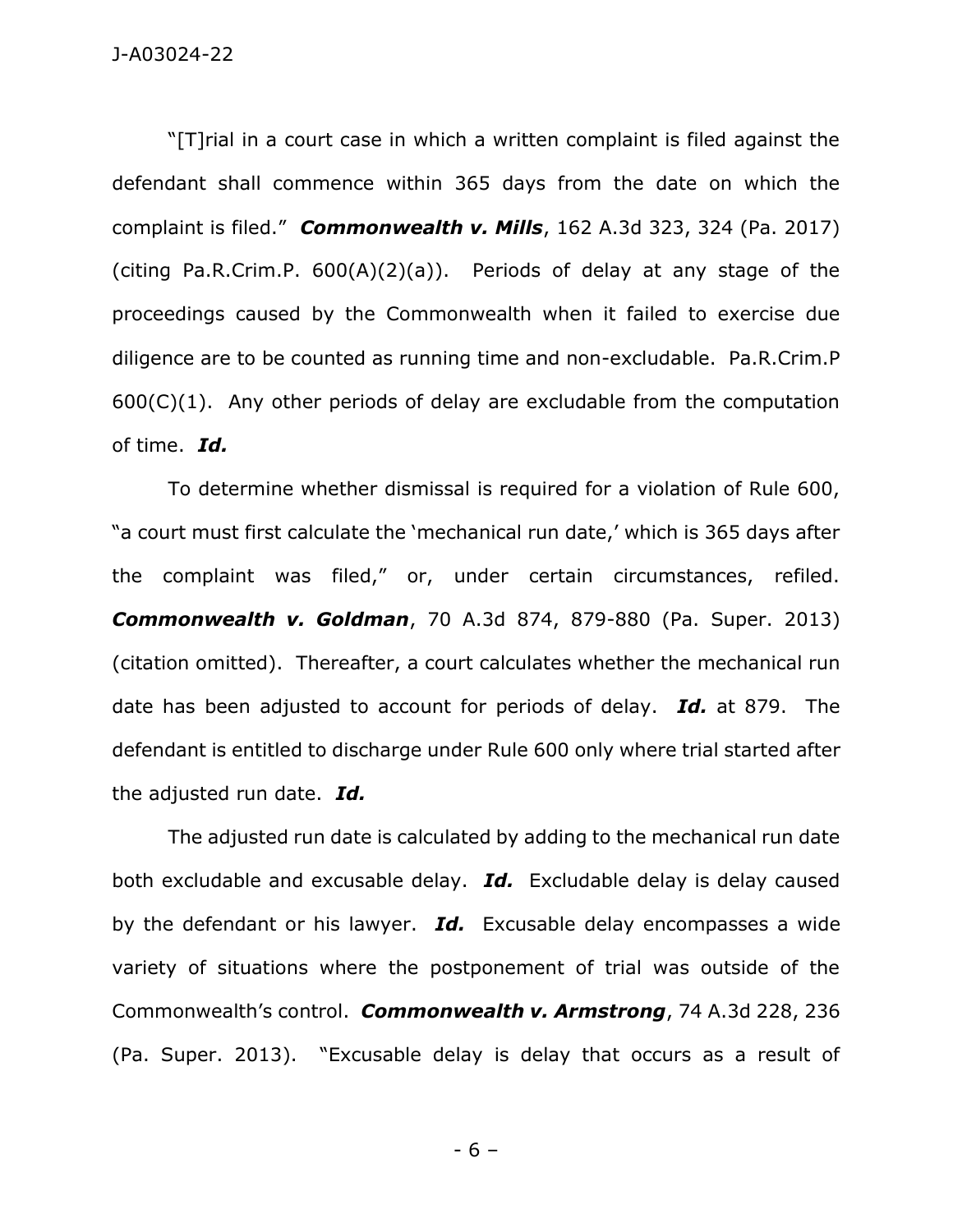"[T]rial in a court case in which a written complaint is filed against the defendant shall commence within 365 days from the date on which the complaint is filed." ***Commonwealth v. Mills***, 162 A.3d 323, 324 (Pa. 2017) (citing Pa.R.Crim.P. 600(A)(2)(a)). Periods of delay at any stage of the proceedings caused by the Commonwealth when it failed to exercise due diligence are to be counted as running time and non-excludable. Pa.R.Crim.P 600(C)(1). Any other periods of delay are excludable from the computation of time. ***Id.***

To determine whether dismissal is required for a violation of Rule 600, "a court must first calculate the 'mechanical run date,' which is 365 days after the complaint was filed," or, under certain circumstances, refiled. ***Commonwealth v. Goldman***, 70 A.3d 874, 879-880 (Pa. Super. 2013) (citation omitted). Thereafter, a court calculates whether the mechanical run date has been adjusted to account for periods of delay. ***Id.*** at 879. The defendant is entitled to discharge under Rule 600 only where trial started after the adjusted run date. ***Id.***

The adjusted run date is calculated by adding to the mechanical run date both excludable and excusable delay. ***Id.*** Excludable delay is delay caused by the defendant or his lawyer. ***Id.*** Excusable delay encompasses a wide variety of situations where the postponement of trial was outside of the Commonwealth's control. ***Commonwealth v. Armstrong***, 74 A.3d 228, 236 (Pa. Super. 2013). "Excusable delay is delay that occurs as a result of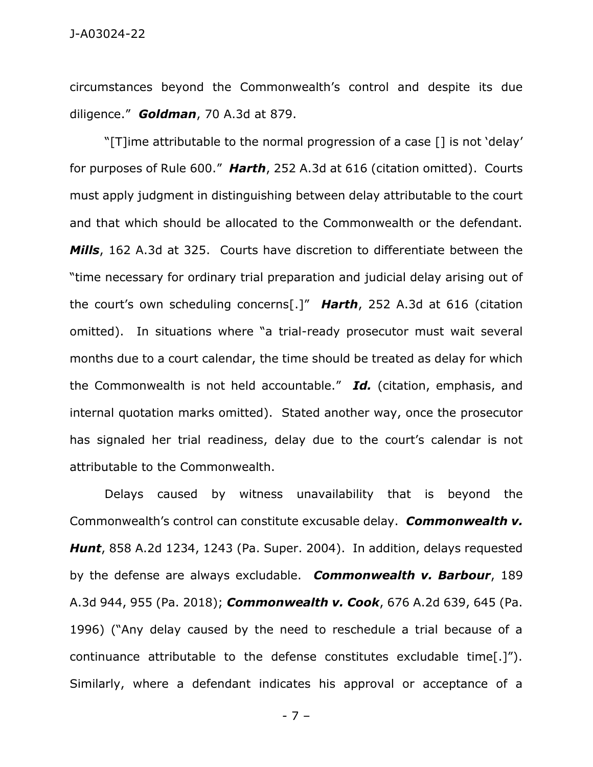circumstances beyond the Commonwealth's control and despite its due diligence." ***Goldman***, 70 A.3d at 879.

"[T]ime attributable to the normal progression of a case [] is not 'delay' for purposes of Rule 600." ***Harth***, 252 A.3d at 616 (citation omitted). Courts must apply judgment in distinguishing between delay attributable to the court and that which should be allocated to the Commonwealth or the defendant. ***Mills***, 162 A.3d at 325. Courts have discretion to differentiate between the "time necessary for ordinary trial preparation and judicial delay arising out of the court's own scheduling concerns[.]" ***Harth***, 252 A.3d at 616 (citation omitted). In situations where "a trial-ready prosecutor must wait several months due to a court calendar, the time should be treated as delay for which the Commonwealth is not held accountable." ***Id.*** (citation, emphasis, and internal quotation marks omitted). Stated another way, once the prosecutor has signaled her trial readiness, delay due to the court's calendar is not attributable to the Commonwealth.

Delays caused by witness unavailability that is beyond the Commonwealth's control can constitute excusable delay. ***Commonwealth v. Hunt***, 858 A.2d 1234, 1243 (Pa. Super. 2004). In addition, delays requested by the defense are always excludable. ***Commonwealth v. Barbour***, 189 A.3d 944, 955 (Pa. 2018); ***Commonwealth v. Cook***, 676 A.2d 639, 645 (Pa. 1996) ("Any delay caused by the need to reschedule a trial because of a continuance attributable to the defense constitutes excludable time[.]"). Similarly, where a defendant indicates his approval or acceptance of a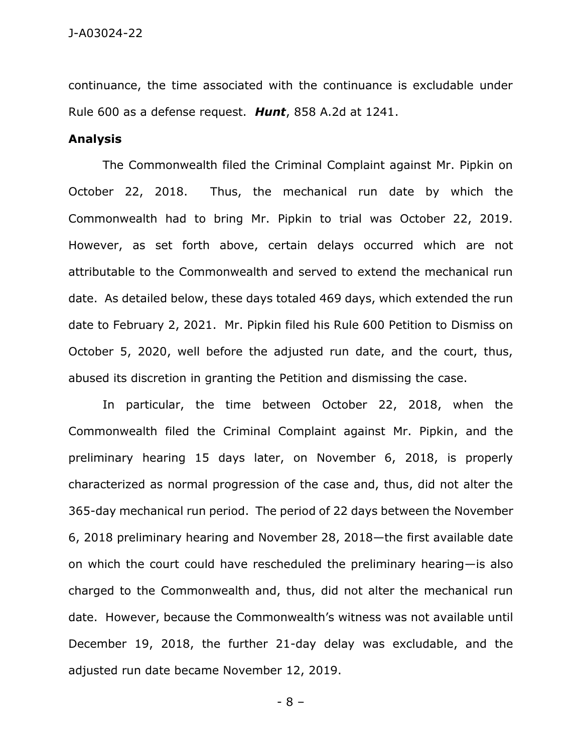continuance, the time associated with the continuance is excludable under Rule 600 as a defense request. ***Hunt***, 858 A.2d at 1241.

**Analysis**

The Commonwealth filed the Criminal Complaint against Mr. Pipkin on October 22, 2018. Thus, the mechanical run date by which the Commonwealth had to bring Mr. Pipkin to trial was October 22, 2019. However, as set forth above, certain delays occurred which are not attributable to the Commonwealth and served to extend the mechanical run date. As detailed below, these days totaled 469 days, which extended the run date to February 2, 2021. Mr. Pipkin filed his Rule 600 Petition to Dismiss on October 5, 2020, well before the adjusted run date, and the court, thus, abused its discretion in granting the Petition and dismissing the case.

In particular, the time between October 22, 2018, when the Commonwealth filed the Criminal Complaint against Mr. Pipkin, and the preliminary hearing 15 days later, on November 6, 2018, is properly characterized as normal progression of the case and, thus, did not alter the 365-day mechanical run period. The period of 22 days between the November 6, 2018 preliminary hearing and November 28, 2018—the first available date on which the court could have rescheduled the preliminary hearing—is also charged to the Commonwealth and, thus, did not alter the mechanical run date. However, because the Commonwealth's witness was not available until December 19, 2018, the further 21-day delay was excludable, and the adjusted run date became November 12, 2019.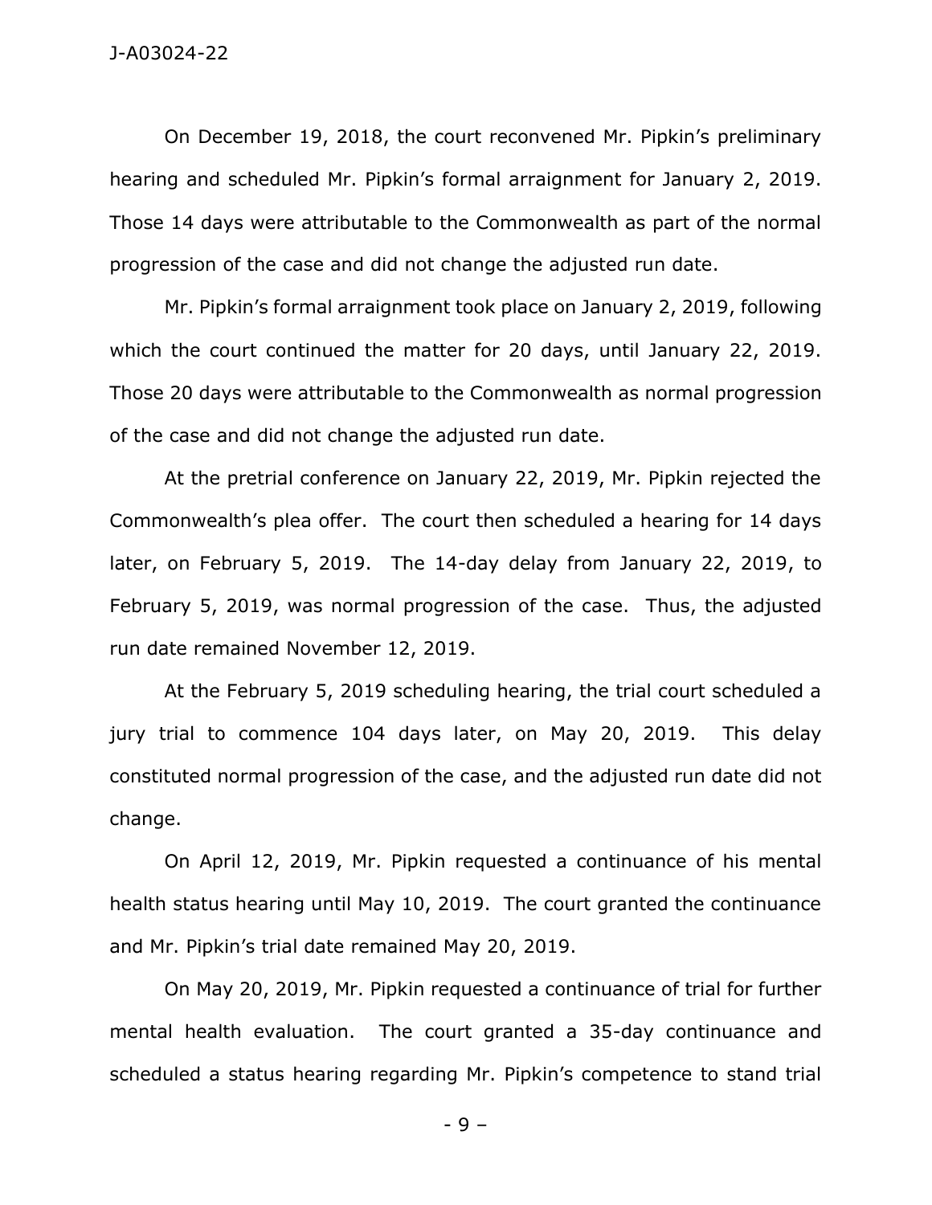On December 19, 2018, the court reconvened Mr. Pipkin's preliminary hearing and scheduled Mr. Pipkin's formal arraignment for January 2, 2019. Those 14 days were attributable to the Commonwealth as part of the normal progression of the case and did not change the adjusted run date.

Mr. Pipkin's formal arraignment took place on January 2, 2019, following which the court continued the matter for 20 days, until January 22, 2019. Those 20 days were attributable to the Commonwealth as normal progression of the case and did not change the adjusted run date.

At the pretrial conference on January 22, 2019, Mr. Pipkin rejected the Commonwealth's plea offer. The court then scheduled a hearing for 14 days later, on February 5, 2019. The 14-day delay from January 22, 2019, to February 5, 2019, was normal progression of the case. Thus, the adjusted run date remained November 12, 2019.

At the February 5, 2019 scheduling hearing, the trial court scheduled a jury trial to commence 104 days later, on May 20, 2019. This delay constituted normal progression of the case, and the adjusted run date did not change.

On April 12, 2019, Mr. Pipkin requested a continuance of his mental health status hearing until May 10, 2019. The court granted the continuance and Mr. Pipkin's trial date remained May 20, 2019.

On May 20, 2019, Mr. Pipkin requested a continuance of trial for further mental health evaluation. The court granted a 35-day continuance and scheduled a status hearing regarding Mr. Pipkin's competence to stand trial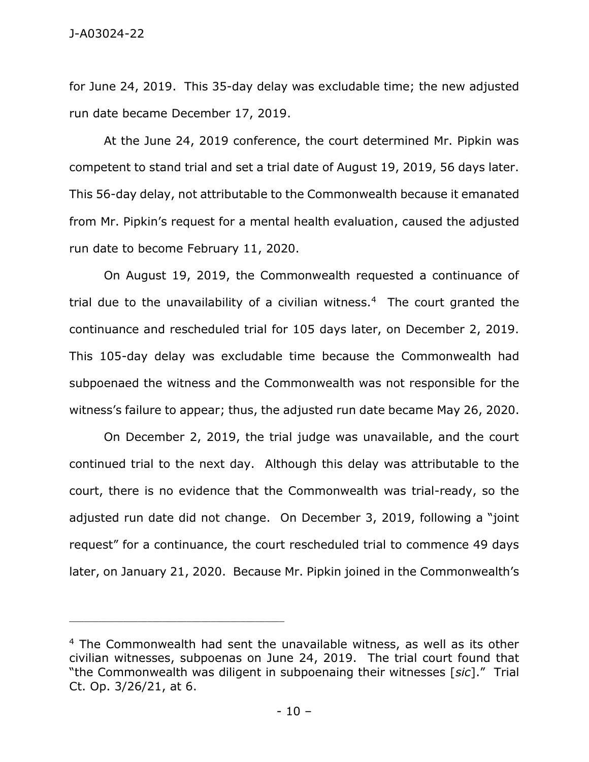for June 24, 2019. This 35-day delay was excludable time; the new adjusted run date became December 17, 2019.

At the June 24, 2019 conference, the court determined Mr. Pipkin was competent to stand trial and set a trial date of August 19, 2019, 56 days later. This 56-day delay, not attributable to the Commonwealth because it emanated from Mr. Pipkin's request for a mental health evaluation, caused the adjusted run date to become February 11, 2020.

On August 19, 2019, the Commonwealth requested a continuance of trial due to the unavailability of a civilian witness.[4] The court granted the continuance and rescheduled trial for 105 days later, on December 2, 2019. This 105-day delay was excludable time because the Commonwealth had subpoenaed the witness and the Commonwealth was not responsible for the witness's failure to appear; thus, the adjusted run date became May 26, 2020.

On December 2, 2019, the trial judge was unavailable, and the court continued trial to the next day. Although this delay was attributable to the court, there is no evidence that the Commonwealth was trial-ready, so the adjusted run date did not change. On December 3, 2019, following a "joint request" for a continuance, the court rescheduled trial to commence 49 days later, on January 21, 2020. Because Mr. Pipkin joined in the Commonwealth's

---

[4] The Commonwealth had sent the unavailable witness, as well as its other civilian witnesses, subpoenas on June 24, 2019. The trial court found that "the Commonwealth was diligent in subpoenaing their witnesses [*sic*]." Trial Ct. Op. 3/26/21, at 6.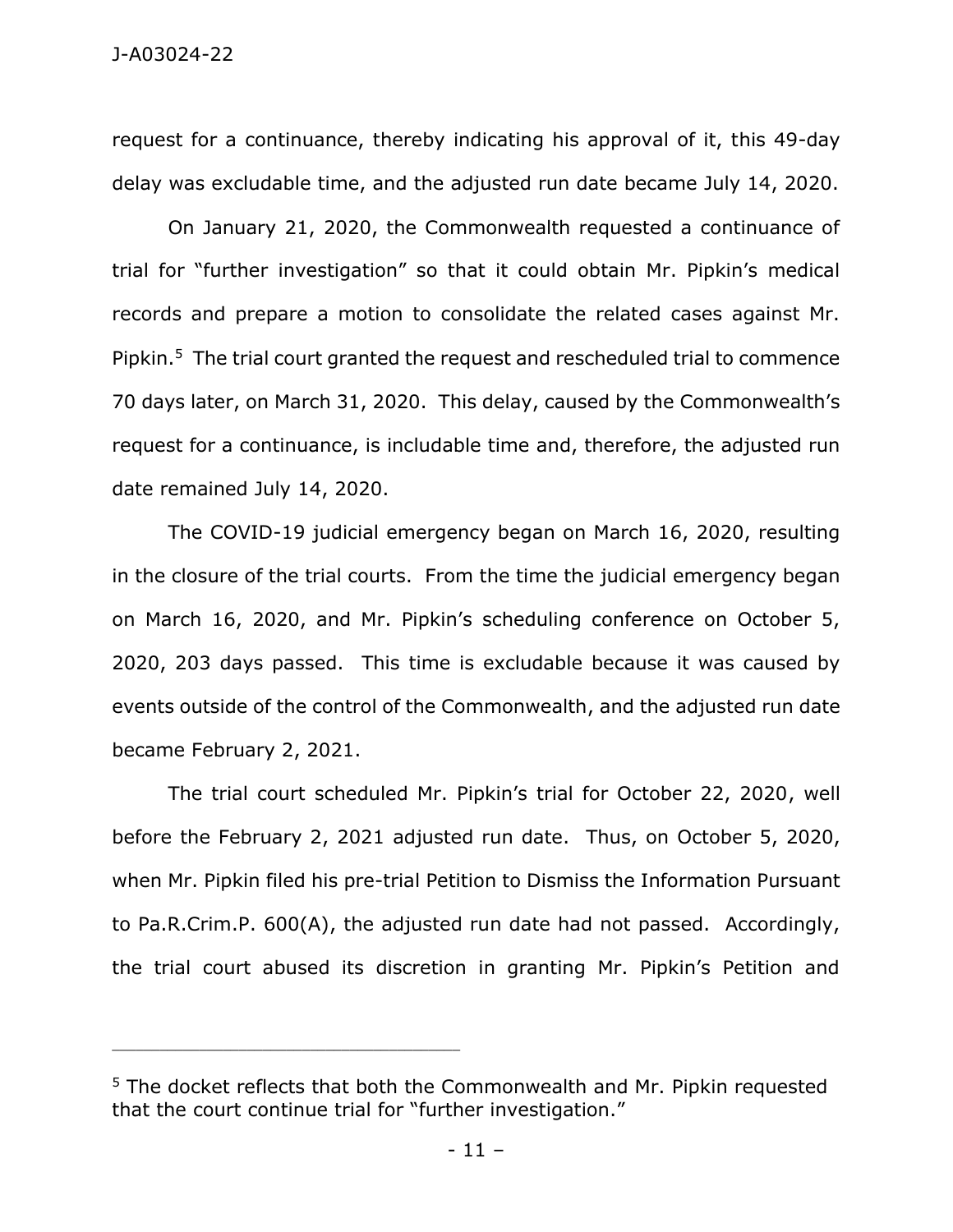request for a continuance, thereby indicating his approval of it, this 49-day delay was excludable time, and the adjusted run date became July 14, 2020.

On January 21, 2020, the Commonwealth requested a continuance of trial for "further investigation" so that it could obtain Mr. Pipkin's medical records and prepare a motion to consolidate the related cases against Mr. Pipkin.[5] The trial court granted the request and rescheduled trial to commence 70 days later, on March 31, 2020. This delay, caused by the Commonwealth's request for a continuance, is includable time and, therefore, the adjusted run date remained July 14, 2020.

The COVID-19 judicial emergency began on March 16, 2020, resulting in the closure of the trial courts. From the time the judicial emergency began on March 16, 2020, and Mr. Pipkin's scheduling conference on October 5, 2020, 203 days passed. This time is excludable because it was caused by events outside of the control of the Commonwealth, and the adjusted run date became February 2, 2021.

The trial court scheduled Mr. Pipkin's trial for October 22, 2020, well before the February 2, 2021 adjusted run date. Thus, on October 5, 2020, when Mr. Pipkin filed his pre-trial Petition to Dismiss the Information Pursuant to Pa.R.Crim.P. 600(A), the adjusted run date had not passed. Accordingly, the trial court abused its discretion in granting Mr. Pipkin's Petition and

---

[5] The docket reflects that both the Commonwealth and Mr. Pipkin requested that the court continue trial for "further investigation."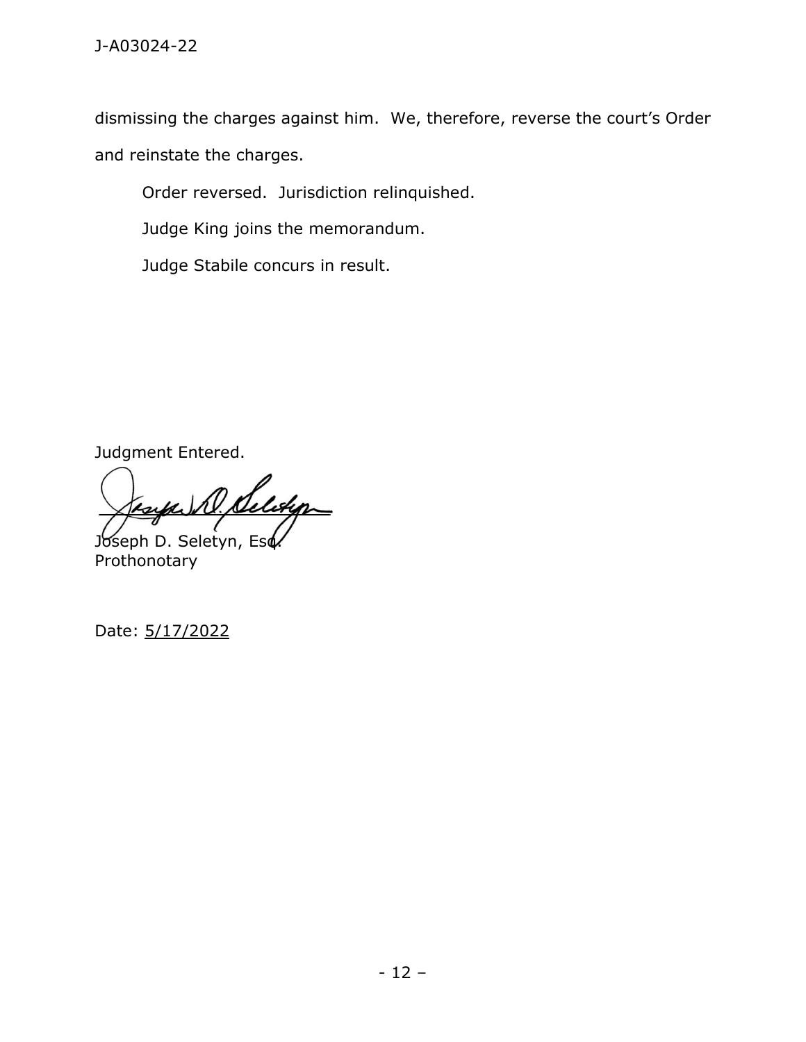dismissing the charges against him. We, therefore, reverse the court's Order and reinstate the charges.

Order reversed. Jurisdiction relinquished.

Judge King joins the memorandum.

Judge Stabile concurs in result.

Judgment Entered.

Joseph D. Seletyn, Esq.
Prothonotary

Date: 5/17/2022